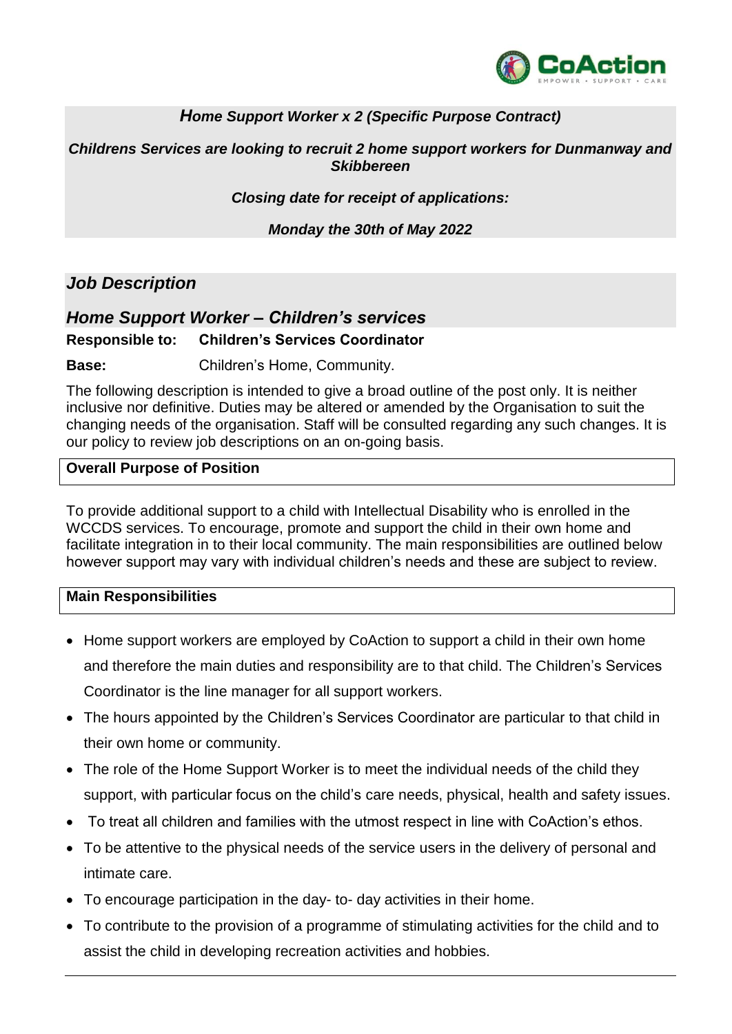***Home Support Worker x 2 (Specific Purpose Contract)***

***Childrens Services are looking to recruit 2 home support workers for Dunmanway and Skibbereen***

***Closing date for receipt of applications:***

***Monday the 30th of May 2022***

## *Job Description*

## *Home Support Worker – Children's services*

**Responsible to:** **Children's Services Coordinator**

**Base:** Children's Home, Community.

The following description is intended to give a broad outline of the post only. It is neither inclusive nor definitive. Duties may be altered or amended by the Organisation to suit the changing needs of the organisation. Staff will be consulted regarding any such changes. It is our policy to review job descriptions on an on-going basis.

### Overall Purpose of Position

To provide additional support to a child with Intellectual Disability who is enrolled in the WCCDS services. To encourage, promote and support the child in their own home and facilitate integration in to their local community. The main responsibilities are outlined below however support may vary with individual children's needs and these are subject to review.

### Main Responsibilities

- Home support workers are employed by CoAction to support a child in their own home and therefore the main duties and responsibility are to that child. The Children's Services Coordinator is the line manager for all support workers.
- The hours appointed by the Children's Services Coordinator are particular to that child in their own home or community.
- The role of the Home Support Worker is to meet the individual needs of the child they support, with particular focus on the child's care needs, physical, health and safety issues.
- To treat all children and families with the utmost respect in line with CoAction's ethos.
- To be attentive to the physical needs of the service users in the delivery of personal and intimate care.
- To encourage participation in the day- to- day activities in their home.
- To contribute to the provision of a programme of stimulating activities for the child and to assist the child in developing recreation activities and hobbies.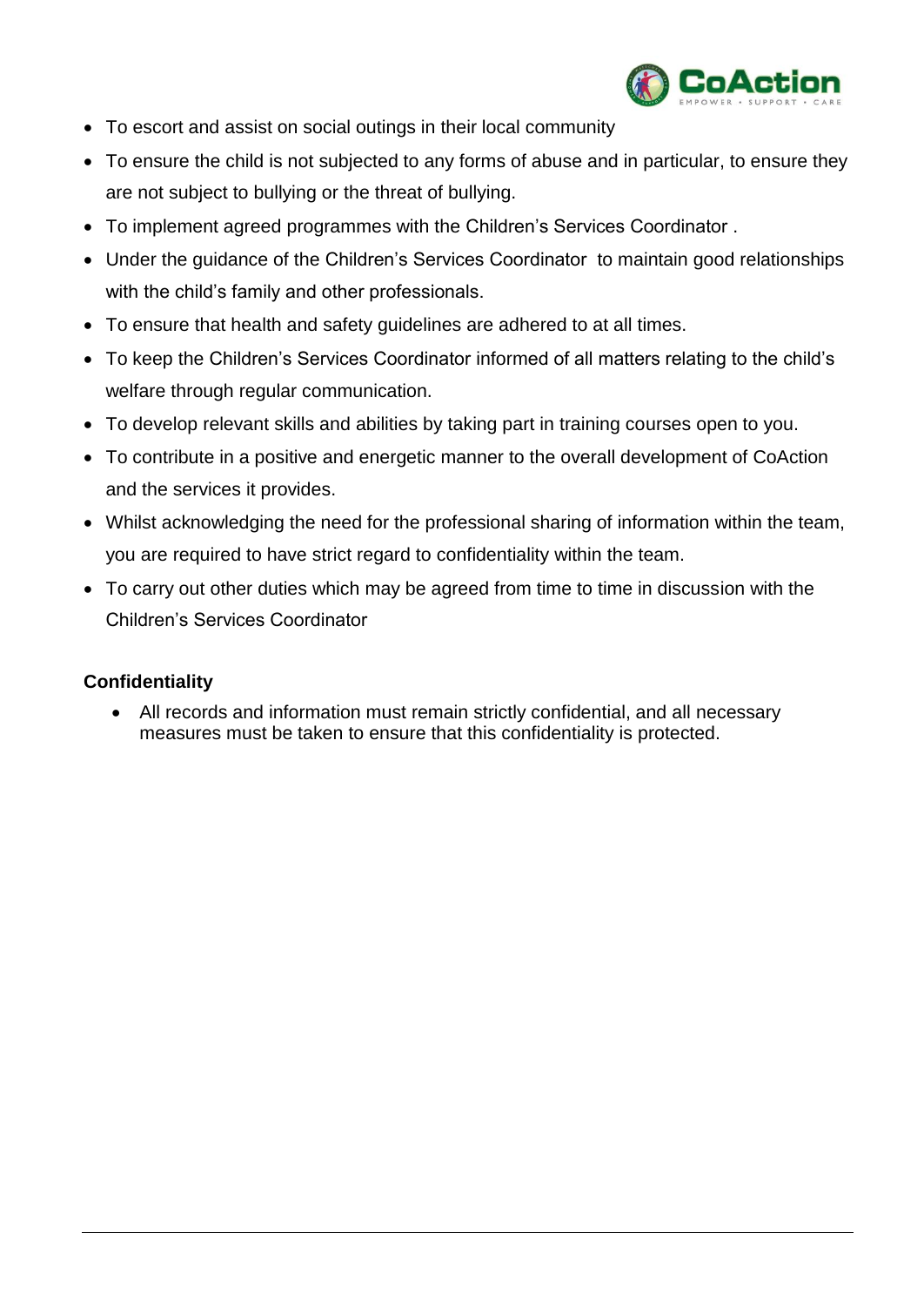- To escort and assist on social outings in their local community
- To ensure the child is not subjected to any forms of abuse and in particular, to ensure they are not subject to bullying or the threat of bullying.
- To implement agreed programmes with the Children's Services Coordinator .
- Under the guidance of the Children's Services Coordinator to maintain good relationships with the child's family and other professionals.
- To ensure that health and safety guidelines are adhered to at all times.
- To keep the Children's Services Coordinator informed of all matters relating to the child's welfare through regular communication.
- To develop relevant skills and abilities by taking part in training courses open to you.
- To contribute in a positive and energetic manner to the overall development of CoAction and the services it provides.
- Whilst acknowledging the need for the professional sharing of information within the team, you are required to have strict regard to confidentiality within the team.
- To carry out other duties which may be agreed from time to time in discussion with the Children's Services Coordinator

**Confidentiality**

- All records and information must remain strictly confidential, and all necessary measures must be taken to ensure that this confidentiality is protected.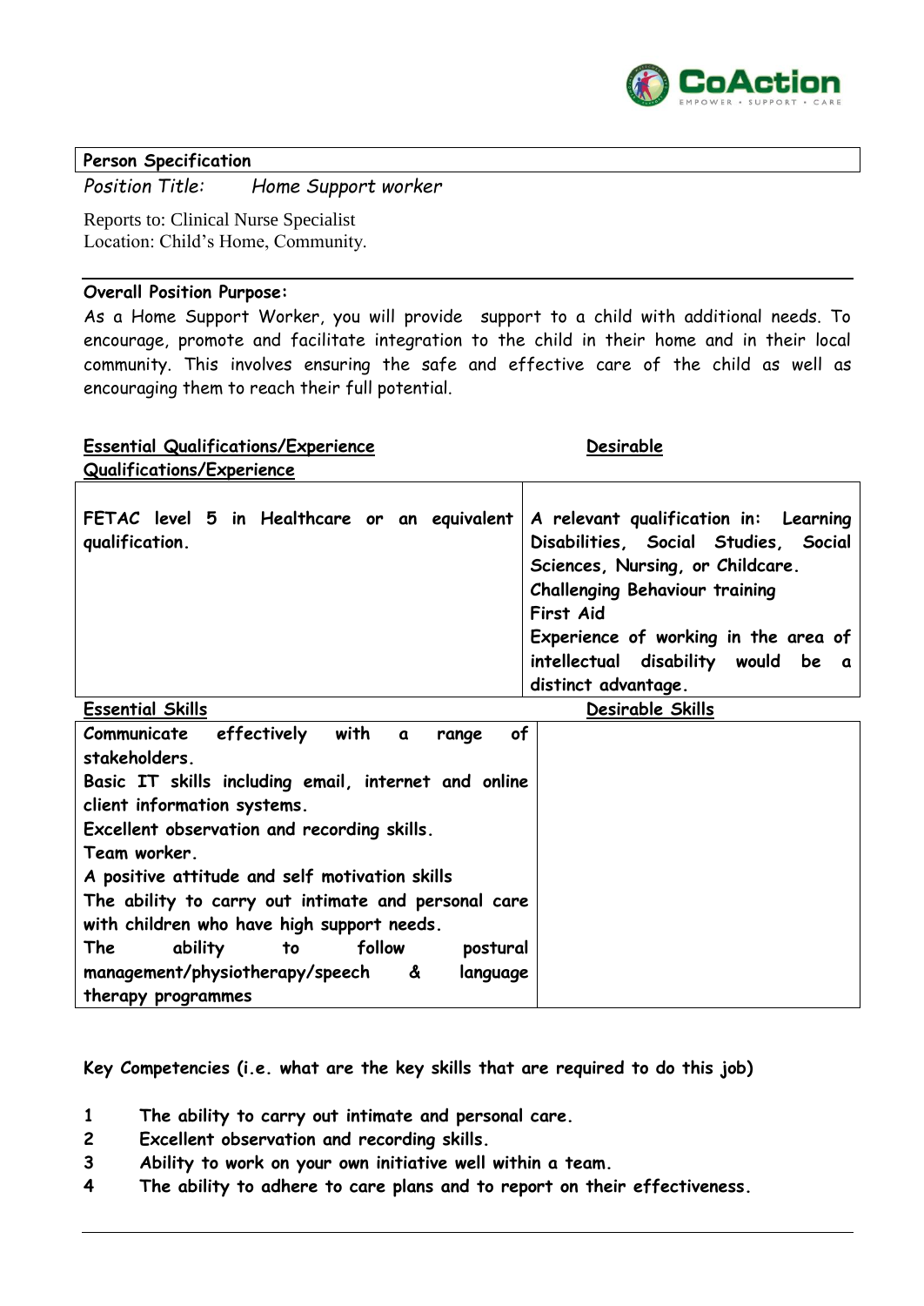**Person Specification**

*Position Title:* *Home Support worker*

Reports to: Clinical Nurse Specialist
Location: Child's Home, Community.

**Overall Position Purpose:**

As a Home Support Worker, you will provide support to a child with additional needs. To encourage, promote and facilitate integration to the child in their home and in their local community. This involves ensuring the safe and effective care of the child as well as encouraging them to reach their full potential.

| **Essential Qualifications/Experience** | **Desirable Qualifications/Experience** |
|---|---|
| FETAC level 5 in Healthcare or an equivalent qualification. | A relevant qualification in: Learning Disabilities, Social Studies, Social Sciences, Nursing, or Childcare.<br>Challenging Behaviour training<br>First Aid<br>Experience of working in the area of intellectual disability would be a distinct advantage. |

| **Essential Skills** | **Desirable Skills** |
|---|---|
| Communicate effectively with a range of stakeholders.<br>Basic IT skills including email, internet and online client information systems.<br>Excellent observation and recording skills.<br>Team worker.<br>A positive attitude and self motivation skills<br>The ability to carry out intimate and personal care with children who have high support needs.<br>The ability to follow postural management/physiotherapy/speech & language therapy programmes | |

**Key Competencies (i.e. what are the key skills that are required to do this job)**

1. The ability to carry out intimate and personal care.
2. Excellent observation and recording skills.
3. Ability to work on your own initiative well within a team.
4. The ability to adhere to care plans and to report on their effectiveness.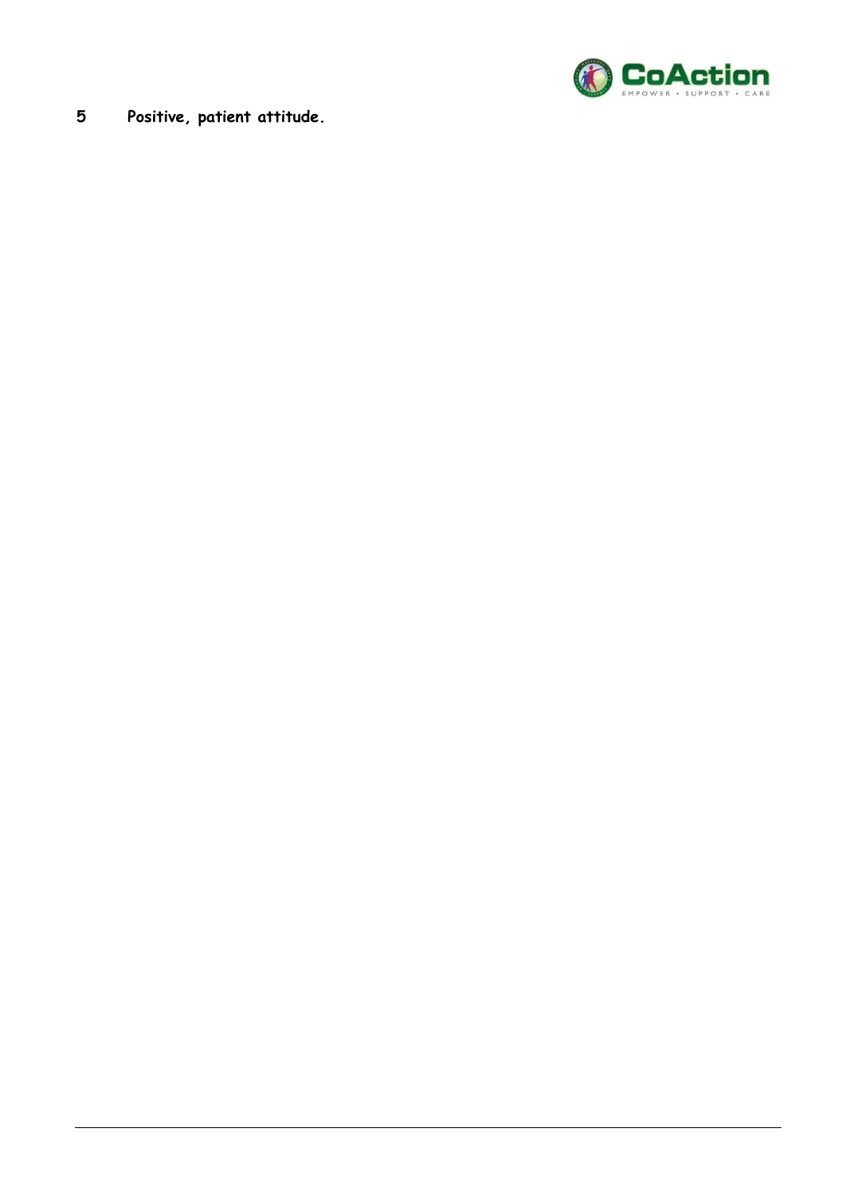5 **Positive, patient attitude.**